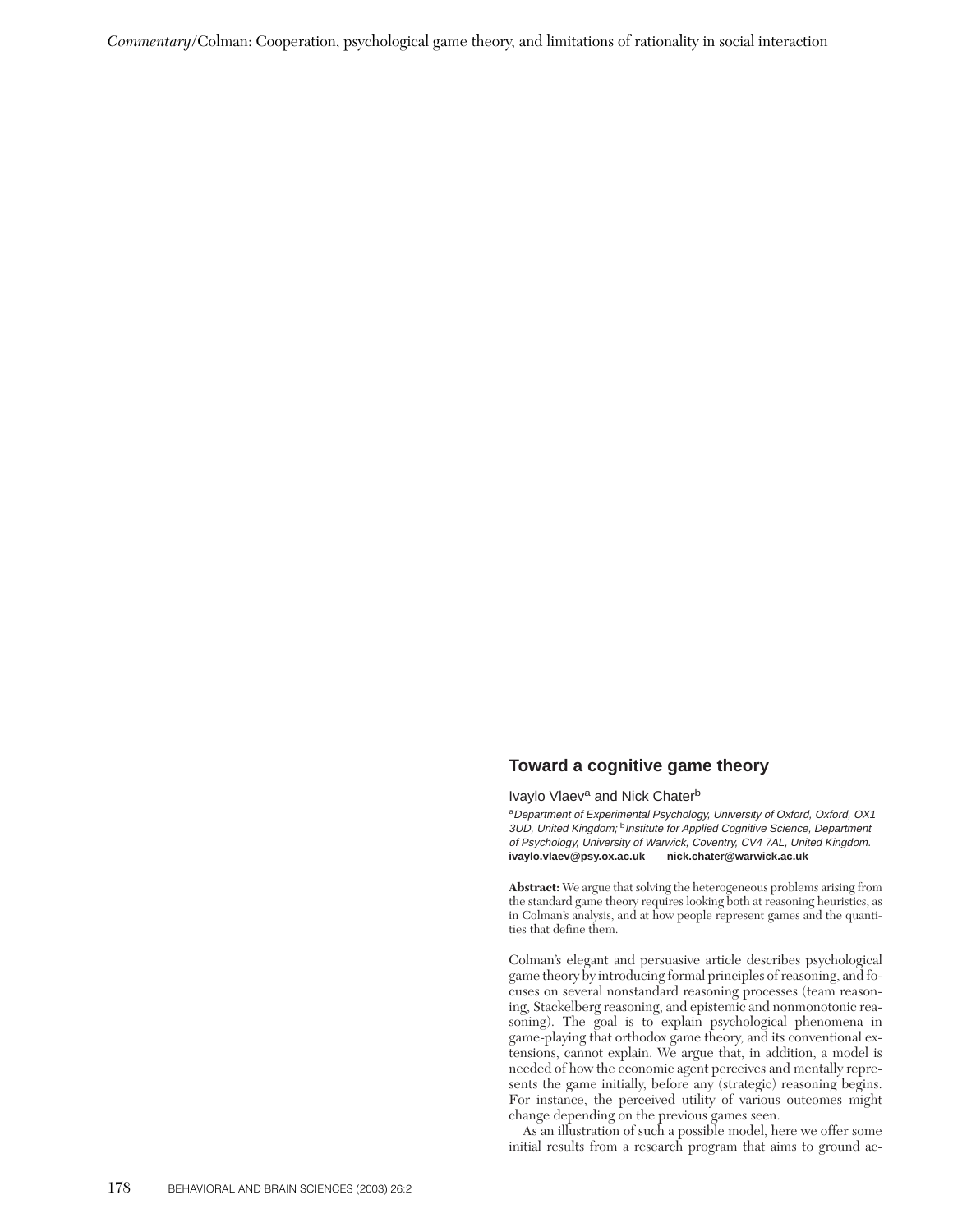## Toward a cognitive game theory

Ivaylo Vlaev[a] and Nick Chater[b]

[a]*Department of Experimental Psychology, University of Oxford, Oxford, OX1 3UD, United Kingdom;* [b]*Institute for Applied Cognitive Science, Department of Psychology, University of Warwick, Coventry, CV4 7AL, United Kingdom.*
**ivaylo.vlaev@psy.ox.ac.uk** **nick.chater@warwick.ac.uk**

**Abstract:** We argue that solving the heterogeneous problems arising from the standard game theory requires looking both at reasoning heuristics, as in Colman's analysis, and at how people represent games and the quantities that define them.

Colman's elegant and persuasive article describes psychological game theory by introducing formal principles of reasoning, and focuses on several nonstandard reasoning processes (team reasoning, Stackelberg reasoning, and epistemic and nonmonotonic reasoning). The goal is to explain psychological phenomena in game-playing that orthodox game theory, and its conventional extensions, cannot explain. We argue that, in addition, a model is needed of how the economic agent perceives and mentally represents the game initially, before any (strategic) reasoning begins. For instance, the perceived utility of various outcomes might change depending on the previous games seen.

As an illustration of such a possible model, here we offer some initial results from a research program that aims to ground ac-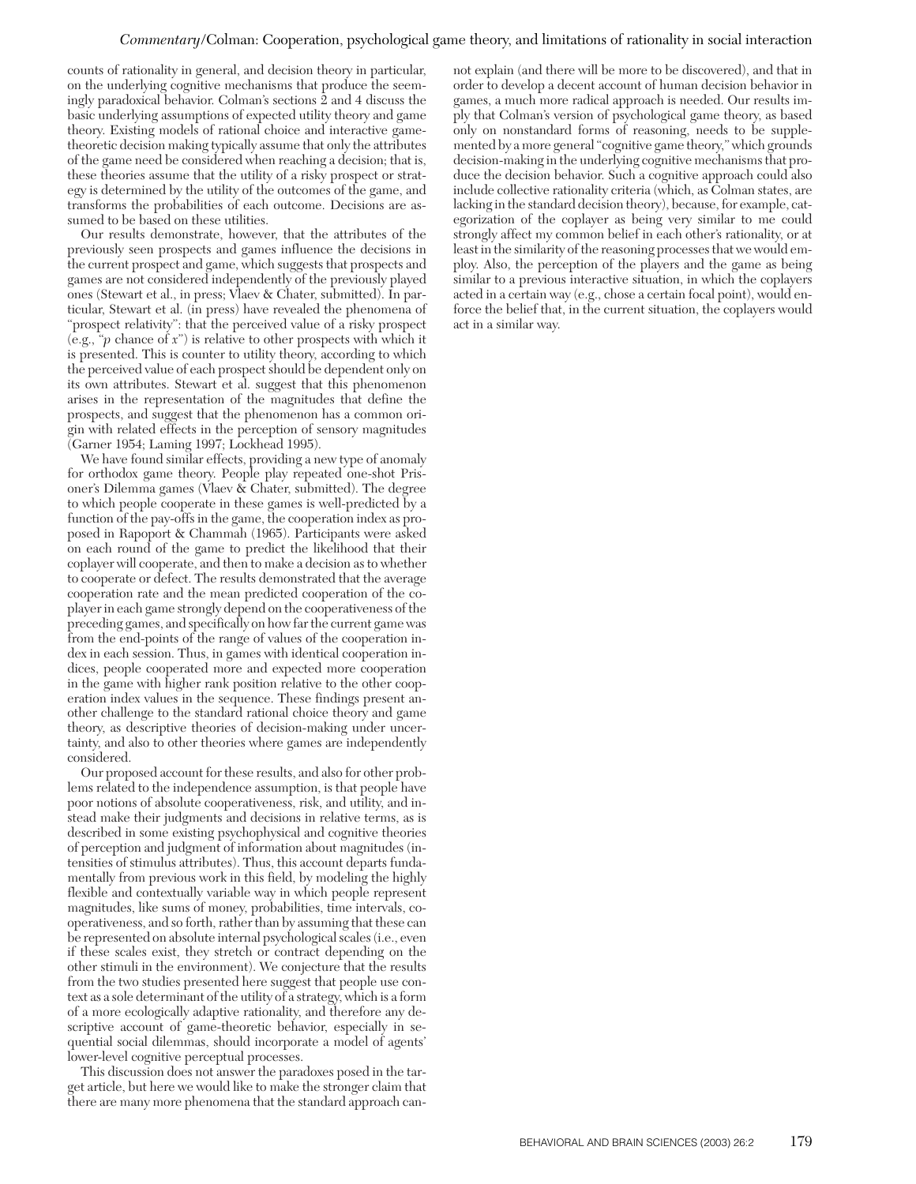counts of rationality in general, and decision theory in particular, on the underlying cognitive mechanisms that produce the seemingly paradoxical behavior. Colman's sections 2 and 4 discuss the basic underlying assumptions of expected utility theory and game theory. Existing models of rational choice and interactive game-theoretic decision making typically assume that only the attributes of the game need be considered when reaching a decision; that is, these theories assume that the utility of a risky prospect or strategy is determined by the utility of the outcomes of the game, and transforms the probabilities of each outcome. Decisions are assumed to be based on these utilities.

Our results demonstrate, however, that the attributes of the previously seen prospects and games influence the decisions in the current prospect and game, which suggests that prospects and games are not considered independently of the previously played ones (Stewart et al., in press; Vlaev & Chater, submitted). In particular, Stewart et al. (in press) have revealed the phenomena of "prospect relativity": that the perceived value of a risky prospect (e.g., "$p$ chance of $x$") is relative to other prospects with which it is presented. This is counter to utility theory, according to which the perceived value of each prospect should be dependent only on its own attributes. Stewart et al. suggest that this phenomenon arises in the representation of the magnitudes that define the prospects, and suggest that the phenomenon has a common origin with related effects in the perception of sensory magnitudes (Garner 1954; Laming 1997; Lockhead 1995).

We have found similar effects, providing a new type of anomaly for orthodox game theory. People play repeated one-shot Prisoner's Dilemma games (Vlaev & Chater, submitted). The degree to which people cooperate in these games is well-predicted by a function of the pay-offs in the game, the cooperation index as proposed in Rapoport & Chammah (1965). Participants were asked on each round of the game to predict the likelihood that their coplayer will cooperate, and then to make a decision as to whether to cooperate or defect. The results demonstrated that the average cooperation rate and the mean predicted cooperation of the coplayer in each game strongly depend on the cooperativeness of the preceding games, and specifically on how far the current game was from the end-points of the range of values of the cooperation index in each session. Thus, in games with identical cooperation indices, people cooperated more and expected more cooperation in the game with higher rank position relative to the other cooperation index values in the sequence. These findings present another challenge to the standard rational choice theory and game theory, as descriptive theories of decision-making under uncertainty, and also to other theories where games are independently considered.

Our proposed account for these results, and also for other problems related to the independence assumption, is that people have poor notions of absolute cooperativeness, risk, and utility, and instead make their judgments and decisions in relative terms, as is described in some existing psychophysical and cognitive theories of perception and judgment of information about magnitudes (intensities of stimulus attributes). Thus, this account departs fundamentally from previous work in this field, by modeling the highly flexible and contextually variable way in which people represent magnitudes, like sums of money, probabilities, time intervals, cooperativeness, and so forth, rather than by assuming that these can be represented on absolute internal psychological scales (i.e., even if these scales exist, they stretch or contract depending on the other stimuli in the environment). We conjecture that the results from the two studies presented here suggest that people use context as a sole determinant of the utility of a strategy, which is a form of a more ecologically adaptive rationality, and therefore any descriptive account of game-theoretic behavior, especially in sequential social dilemmas, should incorporate a model of agents' lower-level cognitive perceptual processes.

This discussion does not answer the paradoxes posed in the target article, but here we would like to make the stronger claim that there are many more phenomena that the standard approach cannot explain (and there will be more to be discovered), and that in order to develop a decent account of human decision behavior in games, a much more radical approach is needed. Our results imply that Colman's version of psychological game theory, as based only on nonstandard forms of reasoning, needs to be supplemented by a more general "cognitive game theory," which grounds decision-making in the underlying cognitive mechanisms that produce the decision behavior. Such a cognitive approach could also include collective rationality criteria (which, as Colman states, are lacking in the standard decision theory), because, for example, categorization of the coplayer as being very similar to me could strongly affect my common belief in each other's rationality, or at least in the similarity of the reasoning processes that we would employ. Also, the perception of the players and the game as being similar to a previous interactive situation, in which the coplayers acted in a certain way (e.g., chose a certain focal point), would enforce the belief that, in the current situation, the coplayers would act in a similar way.